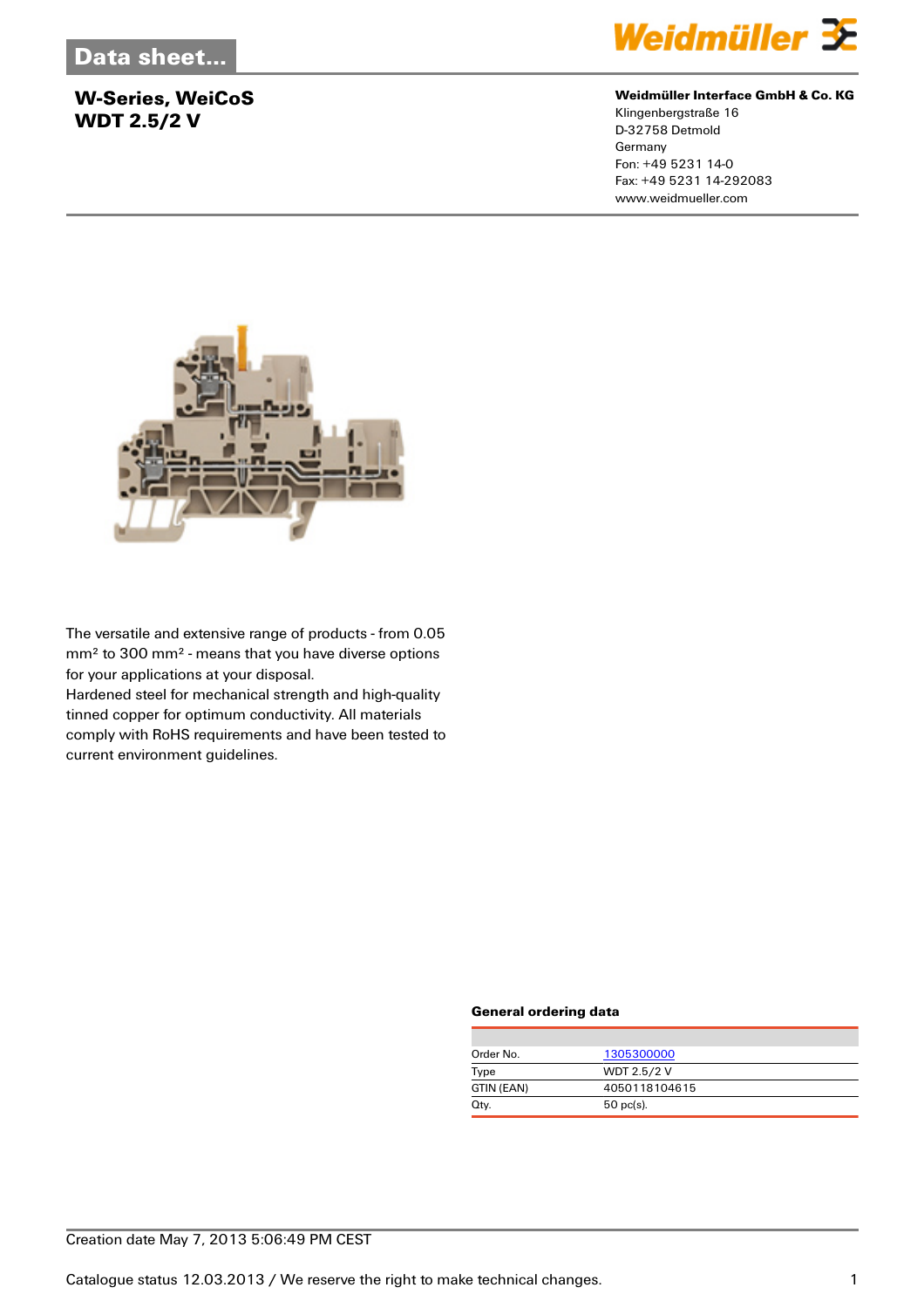Data sheet...

## W-Series, WeiCoS
## WDT 2.5/2 V

**Weidmüller Interface GmbH & Co. KG**
Klingenbergstraße 16
D-32758 Detmold
Germany
Fon: +49 5231 14-0
Fax: +49 5231 14-292083
www.weidmueller.com

The versatile and extensive range of products - from 0.05 mm² to 300 mm² - means that you have diverse options for your applications at your disposal.
Hardened steel for mechanical strength and high-quality tinned copper for optimum conductivity. All materials comply with RoHS requirements and have been tested to current environment guidelines.

### General ordering data

| | |
|---|---|
| Order No. | 1305300000 |
| Type | WDT 2.5/2 V |
| GTIN (EAN) | 4050118104615 |
| Qty. | 50 pc(s). |

Creation date May 7, 2013 5:06:49 PM CEST

Catalogue status 12.03.2013 / We reserve the right to make technical changes.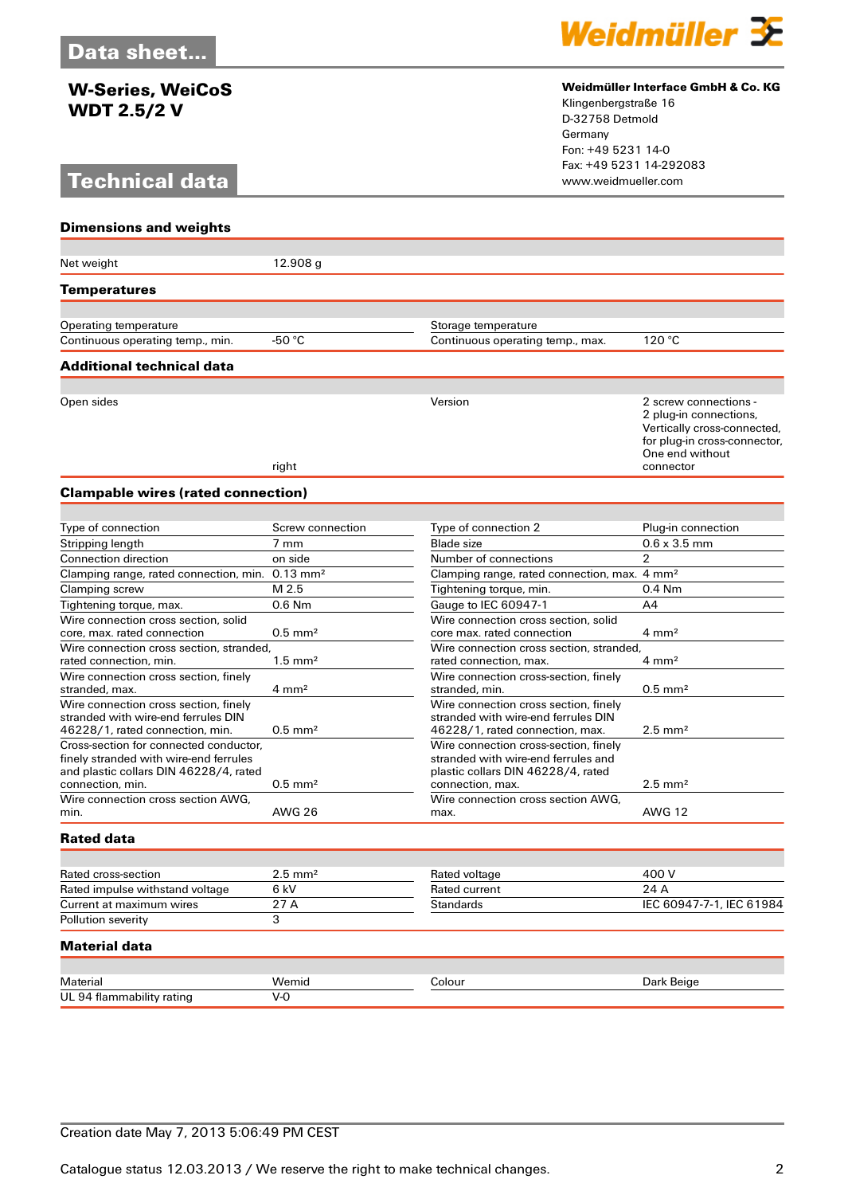# Data sheet...

## W-Series, WeiCoS
## WDT 2.5/2 V

**Weidmüller Interface GmbH & Co. KG**
Klingenbergstraße 16
D-32758 Detmold
Germany
Fon: +49 5231 14-0
Fax: +49 5231 14-292083
www.weidmueller.com

# Technical data

### Dimensions and weights

| | |
|---|---|
| Net weight | 12.908 g |

### Temperatures

| | | | |
|---|---|---|---|
| Operating temperature | | Storage temperature | |
| Continuous operating temp., min. | -50 °C | Continuous operating temp., max. | 120 °C |

### Additional technical data

| | | | |
|---|---|---|---|
| Open sides | right | Version | 2 screw connections - 2 plug-in connections, Vertically cross-connected, for plug-in cross-connector, One end without connector |

### Clampable wires (rated connection)

| | | | |
|---|---|---|---|
| Type of connection | Screw connection | Type of connection 2 | Plug-in connection |
| Stripping length | 7 mm | Blade size | 0.6 x 3.5 mm |
| Connection direction | on side | Number of connections | 2 |
| Clamping range, rated connection, min. | 0.13 mm² | Clamping range, rated connection, max. | 4 mm² |
| Clamping screw | M 2.5 | Tightening torque, min. | 0.4 Nm |
| Tightening torque, max. | 0.6 Nm | Gauge to IEC 60947-1 | A4 |
| Wire connection cross section, solid core, max. rated connection | 0.5 mm² | Wire connection cross section, solid core max. rated connection | 4 mm² |
| Wire connection cross section, stranded, rated connection, min. | 1.5 mm² | Wire connection cross section, stranded, rated connection, max. | 4 mm² |
| Wire connection cross section, finely stranded, max. | 4 mm² | Wire connection cross-section, finely stranded, min. | 0.5 mm² |
| Wire connection cross section, finely stranded with wire-end ferrules DIN 46228/1, rated connection, min. | 0.5 mm² | Wire connection cross section, finely stranded with wire-end ferrules DIN 46228/1, rated connection, max. | 2.5 mm² |
| Cross-section for connected conductor, finely stranded with wire-end ferrules and plastic collars DIN 46228/4, rated connection, min. | 0.5 mm² | Wire connection cross-section, finely stranded with wire-end ferrules and plastic collars DIN 46228/4, rated connection, max. | 2.5 mm² |
| Wire connection cross section AWG, min. | AWG 26 | Wire connection cross section AWG, max. | AWG 12 |

### Rated data

| | | | |
|---|---|---|---|
| Rated cross-section | 2.5 mm² | Rated voltage | 400 V |
| Rated impulse withstand voltage | 6 kV | Rated current | 24 A |
| Current at maximum wires | 27 A | Standards | IEC 60947-7-1, IEC 61984 |
| Pollution severity | 3 | | |

### Material data

| | | | |
|---|---|---|---|
| Material | Wemid | Colour | Dark Beige |
| UL 94 flammability rating | V-0 | | |

Creation date May 7, 2013 5:06:49 PM CEST

Catalogue status 12.03.2013 / We reserve the right to make technical changes.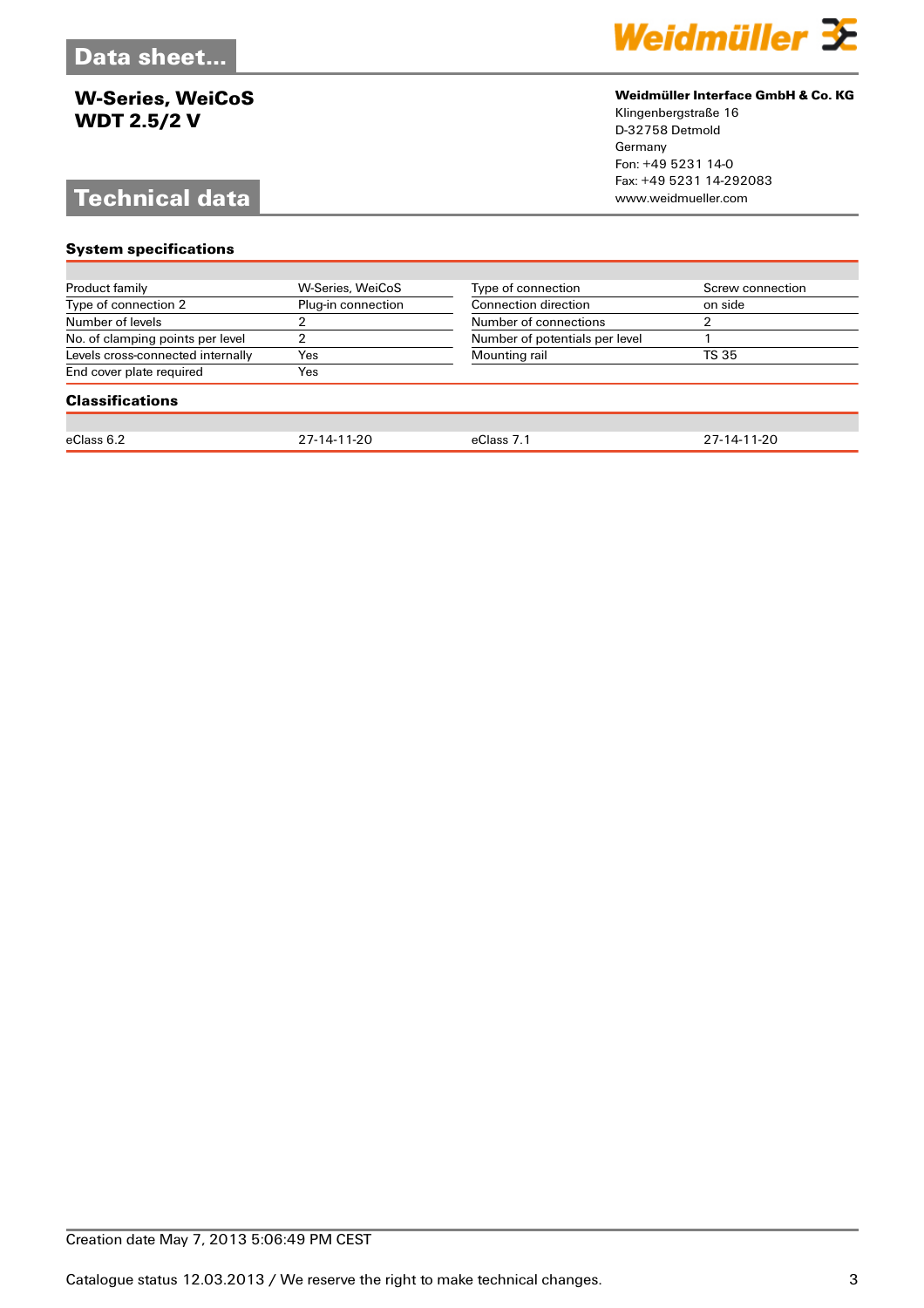## Data sheet...

**W-Series, WeiCoS**
**WDT 2.5/2 V**

**Weidmüller Interface GmbH & Co. KG**
Klingenbergstraße 16
D-32758 Detmold
Germany
Fon: +49 5231 14-0
Fax: +49 5231 14-292083
www.weidmueller.com

## Technical data

### System specifications

| | | | |
|---|---|---|---|
| Product family | W-Series, WeiCoS | Type of connection | Screw connection |
| Type of connection 2 | Plug-in connection | Connection direction | on side |
| Number of levels | 2 | Number of connections | 2 |
| No. of clamping points per level | 2 | Number of potentials per level | 1 |
| Levels cross-connected internally | Yes | Mounting rail | TS 35 |
| End cover plate required | Yes | | |

### Classifications

| | | | |
|---|---|---|---|
| eClass 6.2 | 27-14-11-20 | eClass 7.1 | 27-14-11-20 |

Creation date May 7, 2013 5:06:49 PM CEST

Catalogue status 12.03.2013 / We reserve the right to make technical changes.